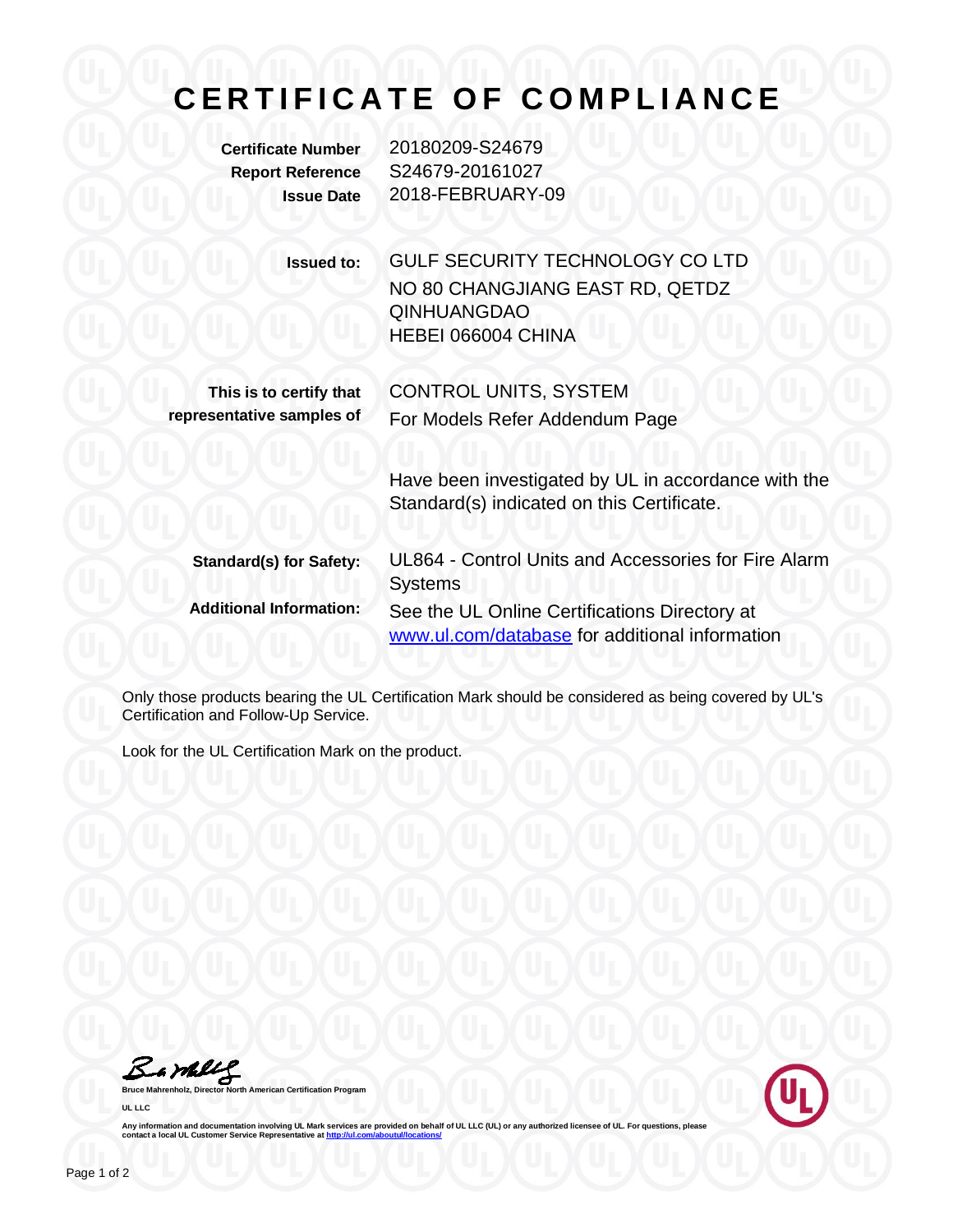# CERTIFICATE OF COMPLIANCE

**Certificate Number** 20180209-S24679
**Report Reference** S24679-20161027
**Issue Date** 2018-FEBRUARY-09

**Issued to:** GULF SECURITY TECHNOLOGY CO LTD
NO 80 CHANGJIANG EAST RD, QETDZ
QINHUANGDAO
HEBEI 066004 CHINA

**This is to certify that representative samples of** CONTROL UNITS, SYSTEM
For Models Refer Addendum Page

Have been investigated by UL in accordance with the Standard(s) indicated on this Certificate.

**Standard(s) for Safety:** UL864 - Control Units and Accessories for Fire Alarm Systems

**Additional Information:** See the UL Online Certifications Directory at [www.ul.com/database](http://www.ul.com/database) for additional information

Only those products bearing the UL Certification Mark should be considered as being covered by UL's Certification and Follow-Up Service.

Look for the UL Certification Mark on the product.

**Bruce Mahrenholz, Director North American Certification Program**

**UL LLC**

**Any information and documentation involving UL Mark services are provided on behalf of UL LLC (UL) or any authorized licensee of UL. For questions, please contact a local UL Customer Service Representative at [http://ul.com/aboutul/locations/](http://ul.com/aboutul/locations/)**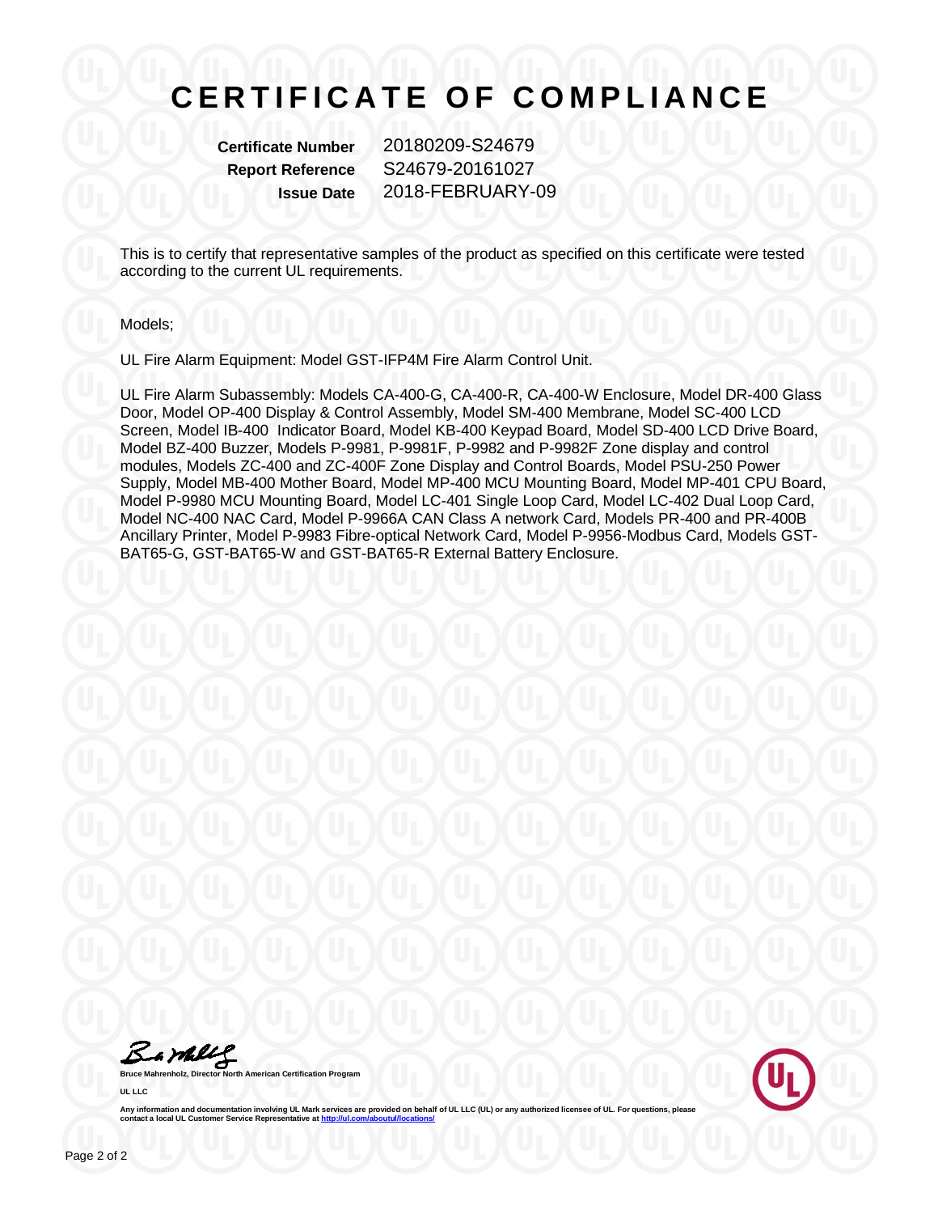# CERTIFICATE OF COMPLIANCE

**Certificate Number** 20180209-S24679
**Report Reference** S24679-20161027
**Issue Date** 2018-FEBRUARY-09

This is to certify that representative samples of the product as specified on this certificate were tested according to the current UL requirements.

Models;

UL Fire Alarm Equipment: Model GST-IFP4M Fire Alarm Control Unit.

UL Fire Alarm Subassembly: Models CA-400-G, CA-400-R, CA-400-W Enclosure, Model DR-400 Glass Door, Model OP-400 Display & Control Assembly, Model SM-400 Membrane, Model SC-400 LCD Screen, Model IB-400 Indicator Board, Model KB-400 Keypad Board, Model SD-400 LCD Drive Board, Model BZ-400 Buzzer, Models P-9981, P-9981F, P-9982 and P-9982F Zone display and control modules, Models ZC-400 and ZC-400F Zone Display and Control Boards, Model PSU-250 Power Supply, Model MB-400 Mother Board, Model MP-400 MCU Mounting Board, Model MP-401 CPU Board, Model P-9980 MCU Mounting Board, Model LC-401 Single Loop Card, Model LC-402 Dual Loop Card, Model NC-400 NAC Card, Model P-9966A CAN Class A network Card, Models PR-400 and PR-400B Ancillary Printer, Model P-9983 Fibre-optical Network Card, Model P-9956-Modbus Card, Models GST-BAT65-G, GST-BAT65-W and GST-BAT65-R External Battery Enclosure.

**Bruce Mahrenholz, Director North American Certification Program**

**UL LLC**

**Any information and documentation involving UL Mark services are provided on behalf of UL LLC (UL) or any authorized licensee of UL. For questions, please contact a local UL Customer Service Representative at http://ul.com/aboutul/locations/**